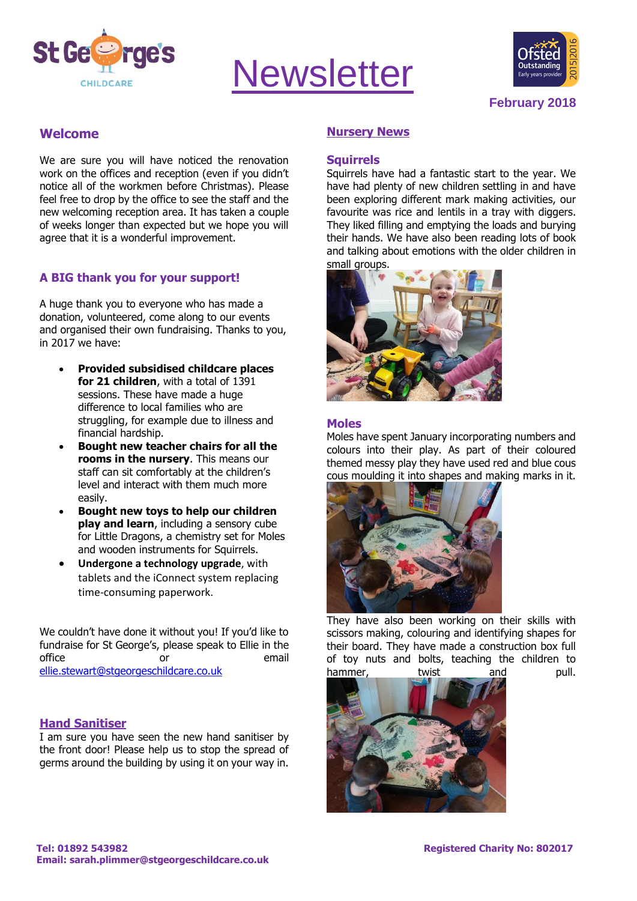# Newsletter

February 2018

## Welcome

We are sure you will have noticed the renovation work on the offices and reception (even if you didn't notice all of the workmen before Christmas). Please feel free to drop by the office to see the staff and the new welcoming reception area. It has taken a couple of weeks longer than expected but we hope you will agree that it is a wonderful improvement.

## A BIG thank you for your support!

A huge thank you to everyone who has made a donation, volunteered, come along to our events and organised their own fundraising. Thanks to you, in 2017 we have:

- **Provided subsidised childcare places for 21 children**, with a total of 1391 sessions. These have made a huge difference to local families who are struggling, for example due to illness and financial hardship.
- **Bought new teacher chairs for all the rooms in the nursery**. This means our staff can sit comfortably at the children's level and interact with them much more easily.
- **Bought new toys to help our children play and learn**, including a sensory cube for Little Dragons, a chemistry set for Moles and wooden instruments for Squirrels.
- **Undergone a technology upgrade**, with tablets and the iConnect system replacing time-consuming paperwork.

We couldn't have done it without you! If you'd like to fundraise for St George's, please speak to Ellie in the office or email ellie.stewart@stgeorgeschildcare.co.uk

## Hand Sanitiser

I am sure you have seen the new hand sanitiser by the front door! Please help us to stop the spread of germs around the building by using it on your way in.

## Nursery News

### Squirrels

Squirrels have had a fantastic start to the year. We have had plenty of new children settling in and have been exploring different mark making activities, our favourite was rice and lentils in a tray with diggers. They liked filling and emptying the loads and burying their hands. We have also been reading lots of book and talking about emotions with the older children in small groups.

### Moles

Moles have spent January incorporating numbers and colours into their play. As part of their coloured themed messy play they have used red and blue cous cous moulding it into shapes and making marks in it.

They have also been working on their skills with scissors making, colouring and identifying shapes for their board. They have made a construction box full of toy nuts and bolts, teaching the children to hammer, twist and pull.

**Tel: 01892 543982**
**Email: sarah.plimmer@stgeorgeschildcare.co.uk**

**Registered Charity No: 802017**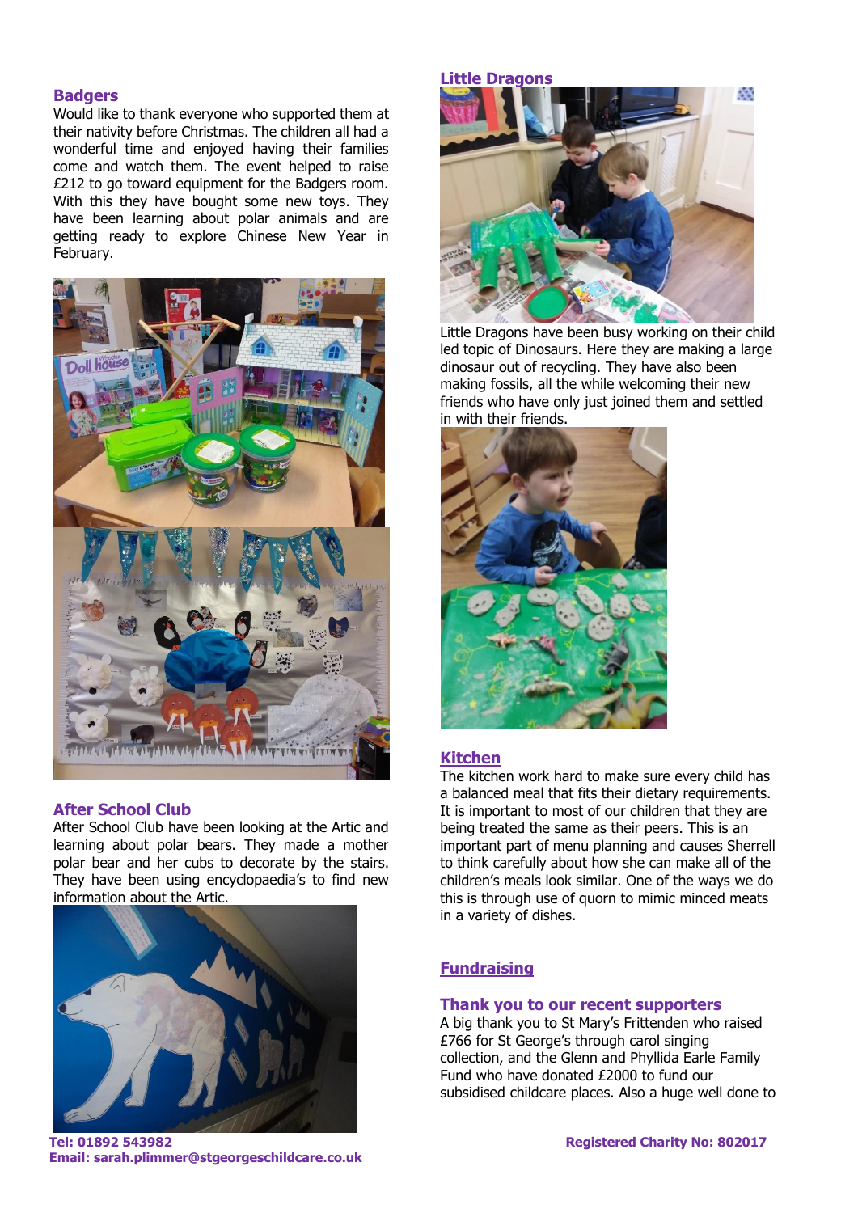## Badgers

Would like to thank everyone who supported them at their nativity before Christmas. The children all had a wonderful time and enjoyed having their families come and watch them. The event helped to raise £212 to go toward equipment for the Badgers room. With this they have bought some new toys. They have been learning about polar animals and are getting ready to explore Chinese New Year in February.

## After School Club

After School Club have been looking at the Artic and learning about polar bears. They made a mother polar bear and her cubs to decorate by the stairs. They have been using encyclopaedia's to find new information about the Artic.

## Little Dragons

Little Dragons have been busy working on their child led topic of Dinosaurs. Here they are making a large dinosaur out of recycling. They have also been making fossils, all the while welcoming their new friends who have only just joined them and settled in with their friends.

## Kitchen

The kitchen work hard to make sure every child has a balanced meal that fits their dietary requirements. It is important to most of our children that they are being treated the same as their peers. This is an important part of menu planning and causes Sherrell to think carefully about how she can make all of the children's meals look similar. One of the ways we do this is through use of quorn to mimic minced meats in a variety of dishes.

## Fundraising

### Thank you to our recent supporters

A big thank you to St Mary's Frittenden who raised £766 for St George's through carol singing collection, and the Glenn and Phyllida Earle Family Fund who have donated £2000 to fund our subsidised childcare places. Also a huge well done to

**Tel: 01892 543982**
**Email: sarah.plimmer@stgeorgeschildcare.co.uk**

**Registered Charity No: 802017**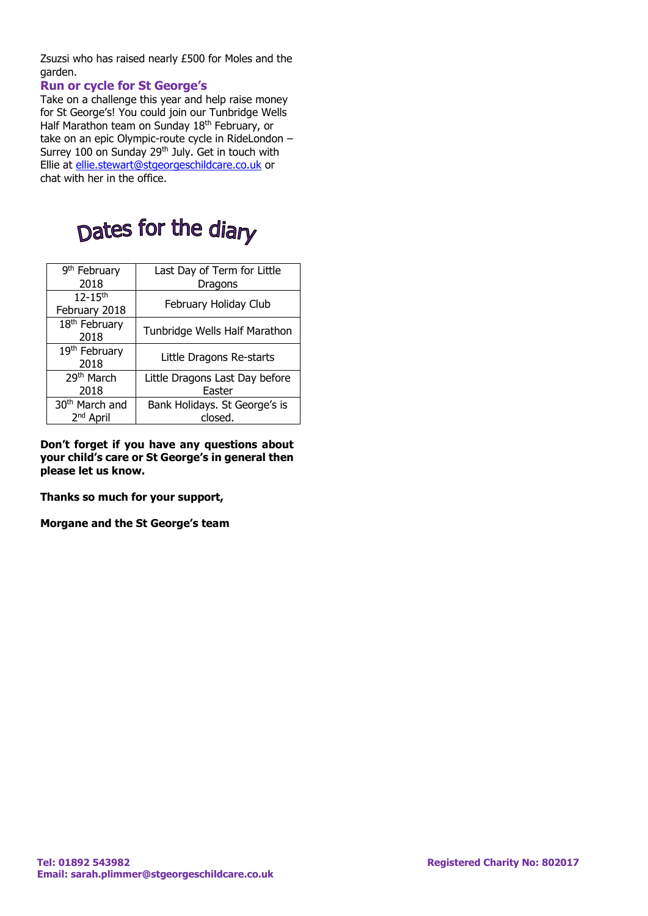Zsuzsi who has raised nearly £500 for Moles and the garden.

### Run or cycle for St George's

Take on a challenge this year and help raise money for St George's! You could join our Tunbridge Wells Half Marathon team on Sunday 18th February, or take on an epic Olympic-route cycle in RideLondon – Surrey 100 on Sunday 29th July. Get in touch with Ellie at ellie.stewart@stgeorgeschildcare.co.uk or chat with her in the office.

## Dates for the diary

| | |
|---|---|
| 9th February 2018 | Last Day of Term for Little Dragons |
| 12-15th February 2018 | February Holiday Club |
| 18th February 2018 | Tunbridge Wells Half Marathon |
| 19th February 2018 | Little Dragons Re-starts |
| 29th March 2018 | Little Dragons Last Day before Easter |
| 30th March and 2nd April | Bank Holidays. St George's is closed. |

**Don't forget if you have any questions about your child's care or St George's in general then please let us know.**

**Thanks so much for your support,**

**Morgane and the St George's team**

**Tel: 01892 543982**
**Email: sarah.plimmer@stgeorgeschildcare.co.uk**

**Registered Charity No: 802017**